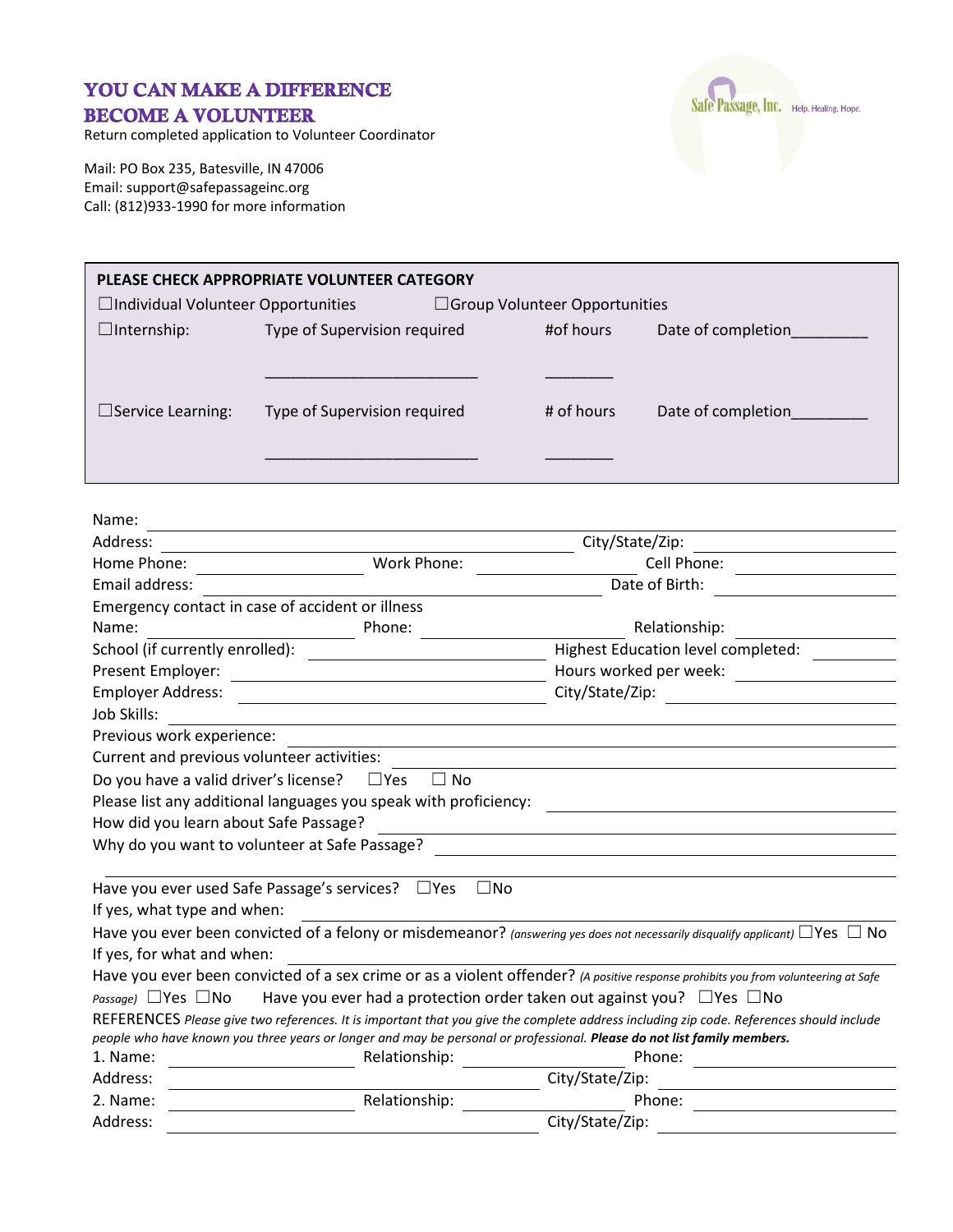# YOU CAN MAKE A DIFFERENCE
# BECOME A VOLUNTEER

Return completed application to Volunteer Coordinator

Mail: PO Box 235, Batesville, IN 47006
Email: support@safepassageinc.org
Call: (812)933-1990 for more information

Safe Passage, Inc. Help. Healing. Hope.

**PLEASE CHECK APPROPRIATE VOLUNTEER CATEGORY**

☐Individual Volunteer Opportunities ☐Group Volunteer Opportunities

☐Internship: Type of Supervision required ____________________ #of hours ________ Date of completion_________

☐Service Learning: Type of Supervision required ____________________ # of hours ________ Date of completion_________

Name: ______________________________

Address: ______________________________ City/State/Zip: ______________

Home Phone: ______________ Work Phone: ______________ Cell Phone: ______________

Email address: ______________________________ Date of Birth: ______________

Emergency contact in case of accident or illness

Name: ______________ Phone: ______________ Relationship: ______________

School (if currently enrolled): ______________ Highest Education level completed: ______________

Present Employer: ______________ Hours worked per week: ______________

Employer Address: ______________ City/State/Zip: ______________

Job Skills: ______________________________

Previous work experience: ______________________________

Current and previous volunteer activities: ______________________________

Do you have a valid driver's license? ☐Yes ☐ No

Please list any additional languages you speak with proficiency: ______________

How did you learn about Safe Passage? ______________________________

Why do you want to volunteer at Safe Passage? ______________________________

______________________________

Have you ever used Safe Passage's services? ☐Yes ☐No

If yes, what type and when: ______________________________

Have you ever been convicted of a felony or misdemeanor? *(answering yes does not necessarily disqualify applicant)* ☐Yes ☐ No

If yes, for what and when: ______________________________

Have you ever been convicted of a sex crime or as a violent offender? *(A positive response prohibits you from volunteering at Safe Passage)* ☐Yes ☐No Have you ever had a protection order taken out against you? ☐Yes ☐No

REFERENCES *Please give two references. It is important that you give the complete address including zip code. References should include people who have known you three years or longer and may be personal or professional.* ***Please do not list family members.***

1. Name: ______________ Relationship: ______________ Phone: ______________

Address: ______________________________ City/State/Zip: ______________

2. Name: ______________ Relationship: ______________ Phone: ______________

Address: ______________________________ City/State/Zip: ______________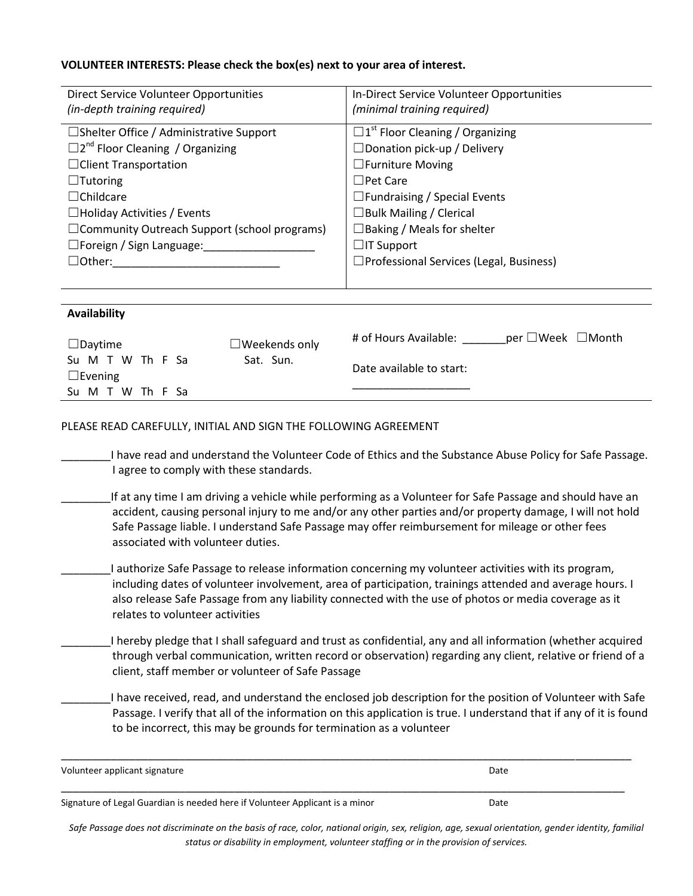**VOLUNTEER INTERESTS: Please check the box(es) next to your area of interest.**

| Direct Service Volunteer Opportunities *(in-depth training required)* | In-Direct Service Volunteer Opportunities *(minimal training required)* |
|---|---|
| ☐Shelter Office / Administrative Support | ☐1st Floor Cleaning / Organizing |
| ☐2nd Floor Cleaning / Organizing | ☐Donation pick-up / Delivery |
| ☐Client Transportation | ☐Furniture Moving |
| ☐Tutoring | ☐Pet Care |
| ☐Childcare | ☐Fundraising / Special Events |
| ☐Holiday Activities / Events | ☐Bulk Mailing / Clerical |
| ☐Community Outreach Support (school programs) | ☐Baking / Meals for shelter |
| ☐Foreign / Sign Language:__________________ | ☐IT Support |
| ☐Other:___________________________ | ☐Professional Services (Legal, Business) |

**Availability**

| | | |
|---|---|---|
| ☐Daytime<br>Su M T W Th F Sa<br>☐Evening<br>Su M T W Th F Sa | ☐Weekends only<br>Sat. Sun. | # of Hours Available: _______per ☐Week ☐Month<br><br>Date available to start:<br>___________________ |

PLEASE READ CAREFULLY, INITIAL AND SIGN THE FOLLOWING AGREEMENT

________I have read and understand the Volunteer Code of Ethics and the Substance Abuse Policy for Safe Passage. I agree to comply with these standards.

________If at any time I am driving a vehicle while performing as a Volunteer for Safe Passage and should have an accident, causing personal injury to me and/or any other parties and/or property damage, I will not hold Safe Passage liable. I understand Safe Passage may offer reimbursement for mileage or other fees associated with volunteer duties.

________I authorize Safe Passage to release information concerning my volunteer activities with its program, including dates of volunteer involvement, area of participation, trainings attended and average hours. I also release Safe Passage from any liability connected with the use of photos or media coverage as it relates to volunteer activities

________I hereby pledge that I shall safeguard and trust as confidential, any and all information (whether acquired through verbal communication, written record or observation) regarding any client, relative or friend of a client, staff member or volunteer of Safe Passage

________I have received, read, and understand the enclosed job description for the position of Volunteer with Safe Passage. I verify that all of the information on this application is true. I understand that if any of it is found to be incorrect, this may be grounds for termination as a volunteer

_____________________________________________________________________________________________

Volunteer applicant signature Date

_____________________________________________________________________________________________

Signature of Legal Guardian is needed here if Volunteer Applicant is a minor Date

*Safe Passage does not discriminate on the basis of race, color, national origin, sex, religion, age, sexual orientation, gender identity, familial status or disability in employment, volunteer staffing or in the provision of services.*